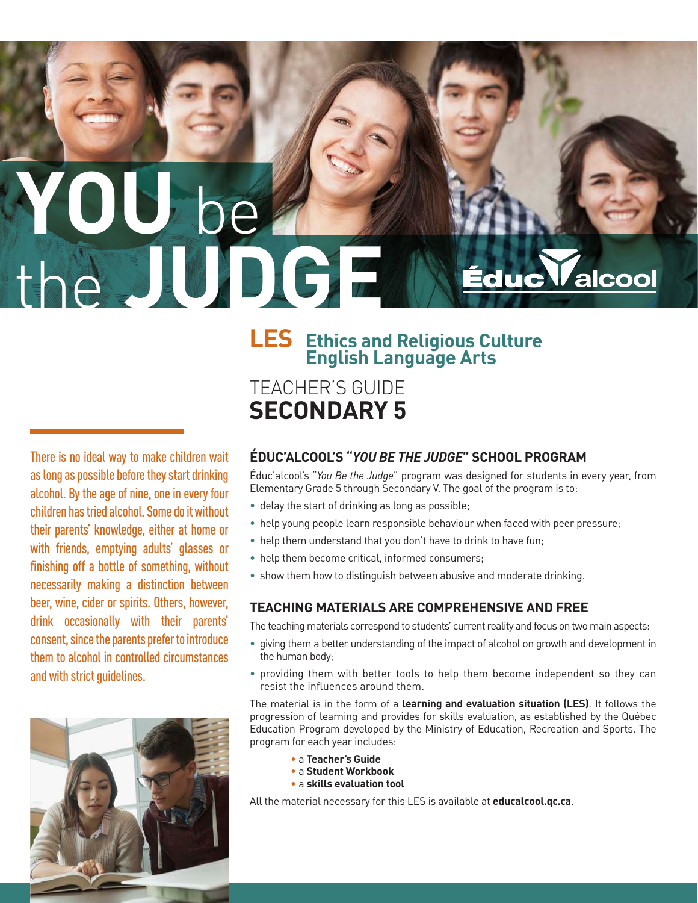# YOU be the JUDGE

Éduc'alcool

## LES Ethics and Religious Culture English Language Arts

## TEACHER'S GUIDE **SECONDARY 5**

There is no ideal way to make children wait as long as possible before they start drinking alcohol. By the age of nine, one in every four children has tried alcohol. Some do it without their parents' knowledge, either at home or with friends, emptying adults' glasses or finishing off a bottle of something, without necessarily making a distinction between beer, wine, cider or spirits. Others, however, drink occasionally with their parents' consent, since the parents prefer to introduce them to alcohol in controlled circumstances and with strict guidelines.

### ÉDUC'ALCOOL'S "*YOU BE THE JUDGE*" SCHOOL PROGRAM

Éduc'alcool's "*You Be the Judge*" program was designed for students in every year, from Elementary Grade 5 through Secondary V. The goal of the program is to:

- delay the start of drinking as long as possible;
- help young people learn responsible behaviour when faced with peer pressure;
- help them understand that you don't have to drink to have fun;
- help them become critical, informed consumers;
- show them how to distinguish between abusive and moderate drinking.

### TEACHING MATERIALS ARE COMPREHENSIVE AND FREE

The teaching materials correspond to students' current reality and focus on two main aspects:

- giving them a better understanding of the impact of alcohol on growth and development in the human body;
- providing them with better tools to help them become independent so they can resist the influences around them.

The material is in the form of a **learning and evaluation situation (LES)**. It follows the progression of learning and provides for skills evaluation, as established by the Québec Education Program developed by the Ministry of Education, Recreation and Sports. The program for each year includes:

- a **Teacher's Guide**
- a **Student Workbook**
- a **skills evaluation tool**

All the material necessary for this LES is available at **educalcool.qc.ca**.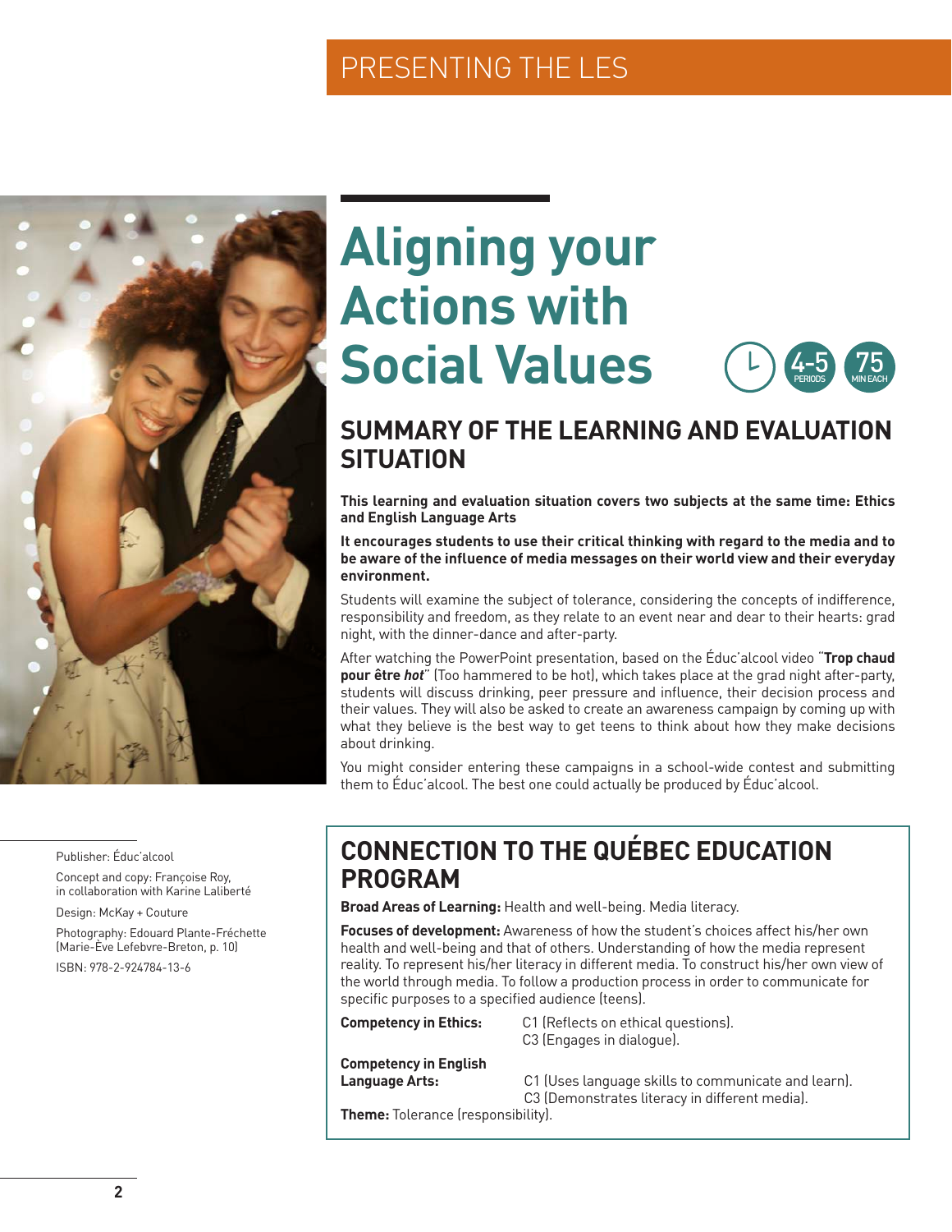# Aligning your Actions with Social Values

4-5 PERIODS · 75 MIN EACH

## SUMMARY OF THE LEARNING AND EVALUATION SITUATION

**This learning and evaluation situation covers two subjects at the same time: Ethics and English Language Arts**

**It encourages students to use their critical thinking with regard to the media and to be aware of the influence of media messages on their world view and their everyday environment.**

Students will examine the subject of tolerance, considering the concepts of indifference, responsibility and freedom, as they relate to an event near and dear to their hearts: grad night, with the dinner-dance and after-party.

After watching the PowerPoint presentation, based on the Éduc'alcool video "**Trop chaud pour être *hot***" (Too hammered to be hot), which takes place at the grad night after-party, students will discuss drinking, peer pressure and influence, their decision process and their values. They will also be asked to create an awareness campaign by coming up with what they believe is the best way to get teens to think about how they make decisions about drinking.

You might consider entering these campaigns in a school-wide contest and submitting them to Éduc'alcool. The best one could actually be produced by Éduc'alcool.

## CONNECTION TO THE QUÉBEC EDUCATION PROGRAM

**Broad Areas of Learning:** Health and well-being. Media literacy.

**Focuses of development:** Awareness of how the student's choices affect his/her own health and well-being and that of others. Understanding of how the media represent reality. To represent his/her literacy in different media. To construct his/her own view of the world through media. To follow a production process in order to communicate for specific purposes to a specified audience (teens).

**Competency in Ethics:**
C1 (Reflects on ethical questions).
C3 (Engages in dialogue).

**Competency in English Language Arts:**
C1 (Uses language skills to communicate and learn).
C3 (Demonstrates literacy in different media).

**Theme:** Tolerance (responsibility).

Publisher: Éduc'alcool

Concept and copy: Françoise Roy, in collaboration with Karine Laliberté

Design: McKay + Couture

Photography: Edouard Plante-Fréchette (Marie-Ève Lefebvre-Breton, p. 10)

ISBN: 978-2-924784-13-6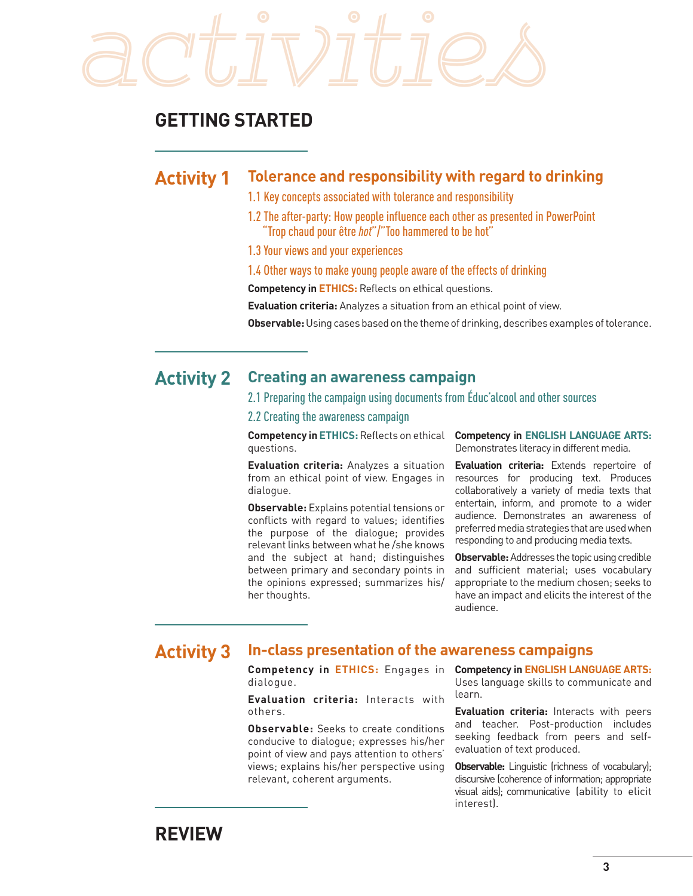# activities

## GETTING STARTED

### Activity 1 — Tolerance and responsibility with regard to drinking

1.1 Key concepts associated with tolerance and responsibility

1.2 The after-party: How people influence each other as presented in PowerPoint "Trop chaud pour être *hot*"/"Too hammered to be hot"

1.3 Your views and your experiences

1.4 Other ways to make young people aware of the effects of drinking

**Competency in ETHICS:** Reflects on ethical questions.

**Evaluation criteria:** Analyzes a situation from an ethical point of view.

**Observable:** Using cases based on the theme of drinking, describes examples of tolerance.

### Activity 2 — Creating an awareness campaign

2.1 Preparing the campaign using documents from Éduc'alcool and other sources

2.2 Creating the awareness campaign

**Competency in ETHICS:** Reflects on ethical questions.

**Evaluation criteria:** Analyzes a situation from an ethical point of view. Engages in dialogue.

**Observable:** Explains potential tensions or conflicts with regard to values; identifies the purpose of the dialogue; provides relevant links between what he /she knows and the subject at hand; distinguishes between primary and secondary points in the opinions expressed; summarizes his/her thoughts.

**Competency in ENGLISH LANGUAGE ARTS:** Demonstrates literacy in different media.

**Evaluation criteria:** Extends repertoire of resources for producing text. Produces collaboratively a variety of media texts that entertain, inform, and promote to a wider audience. Demonstrates an awareness of preferred media strategies that are used when responding to and producing media texts.

**Observable:** Addresses the topic using credible and sufficient material; uses vocabulary appropriate to the medium chosen; seeks to have an impact and elicits the interest of the audience.

### Activity 3 — In-class presentation of the awareness campaigns

**Competency in ETHICS:** Engages in dialogue.

**Evaluation criteria:** Interacts with others.

**Observable:** Seeks to create conditions conducive to dialogue; expresses his/her point of view and pays attention to others' views; explains his/her perspective using relevant, coherent arguments.

**Competency in ENGLISH LANGUAGE ARTS:** Uses language skills to communicate and learn.

**Evaluation criteria:** Interacts with peers and teacher. Post-production includes seeking feedback from peers and self-evaluation of text produced.

**Observable:** Linguistic (richness of vocabulary); discursive (coherence of information; appropriate visual aids); communicative (ability to elicit interest).

## REVIEW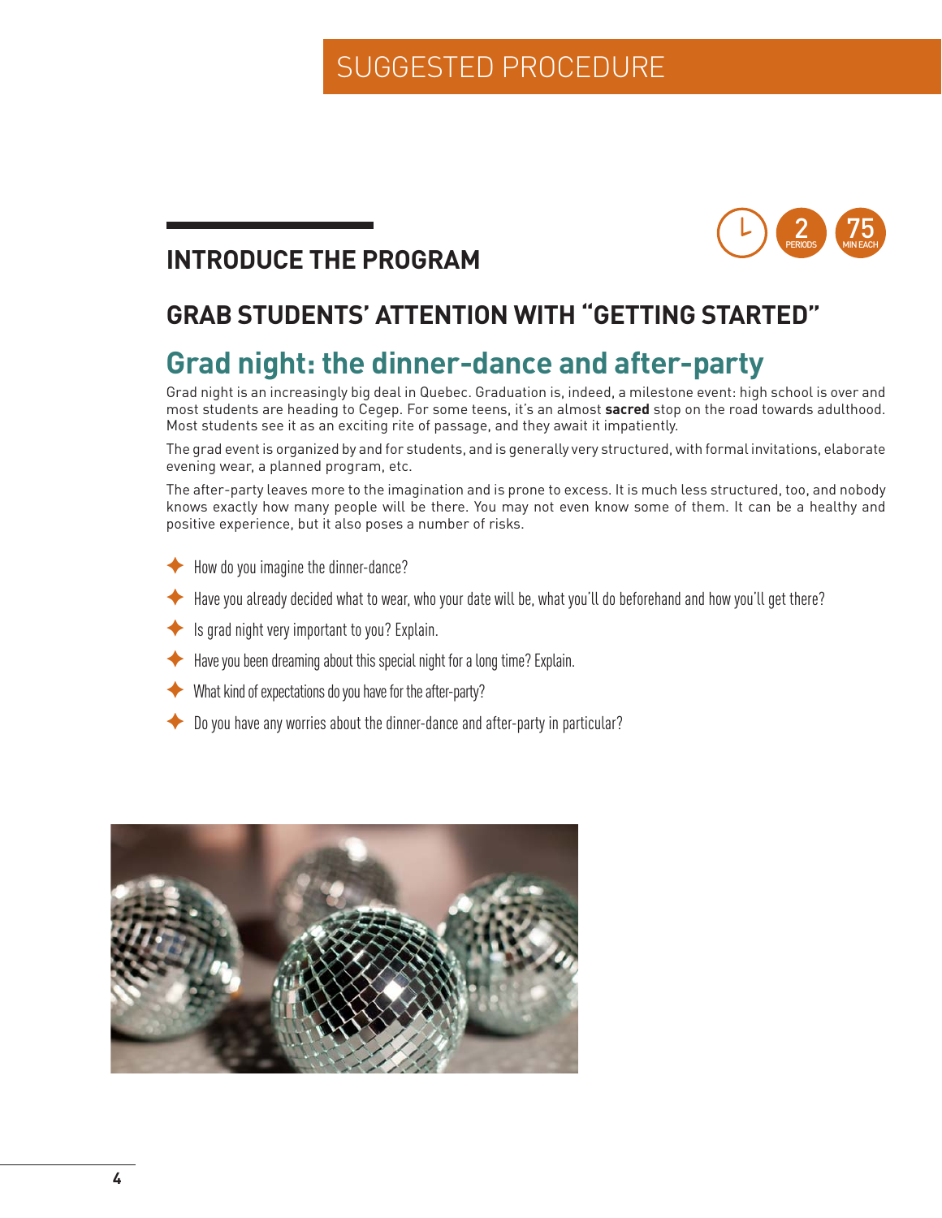SUGGESTED PROCEDURE

## INTRODUCE THE PROGRAM

2 PERIODS · 75 MIN EACH

### GRAB STUDENTS' ATTENTION WITH "GETTING STARTED"

# Grad night: the dinner-dance and after-party

Grad night is an increasingly big deal in Quebec. Graduation is, indeed, a milestone event: high school is over and most students are heading to Cegep. For some teens, it's an almost **sacred** stop on the road towards adulthood. Most students see it as an exciting rite of passage, and they await it impatiently.

The grad event is organized by and for students, and is generally very structured, with formal invitations, elaborate evening wear, a planned program, etc.

The after-party leaves more to the imagination and is prone to excess. It is much less structured, too, and nobody knows exactly how many people will be there. You may not even know some of them. It can be a healthy and positive experience, but it also poses a number of risks.

- How do you imagine the dinner-dance?
- Have you already decided what to wear, who your date will be, what you'll do beforehand and how you'll get there?
- Is grad night very important to you? Explain.
- Have you been dreaming about this special night for a long time? Explain.
- What kind of expectations do you have for the after-party?
- Do you have any worries about the dinner-dance and after-party in particular?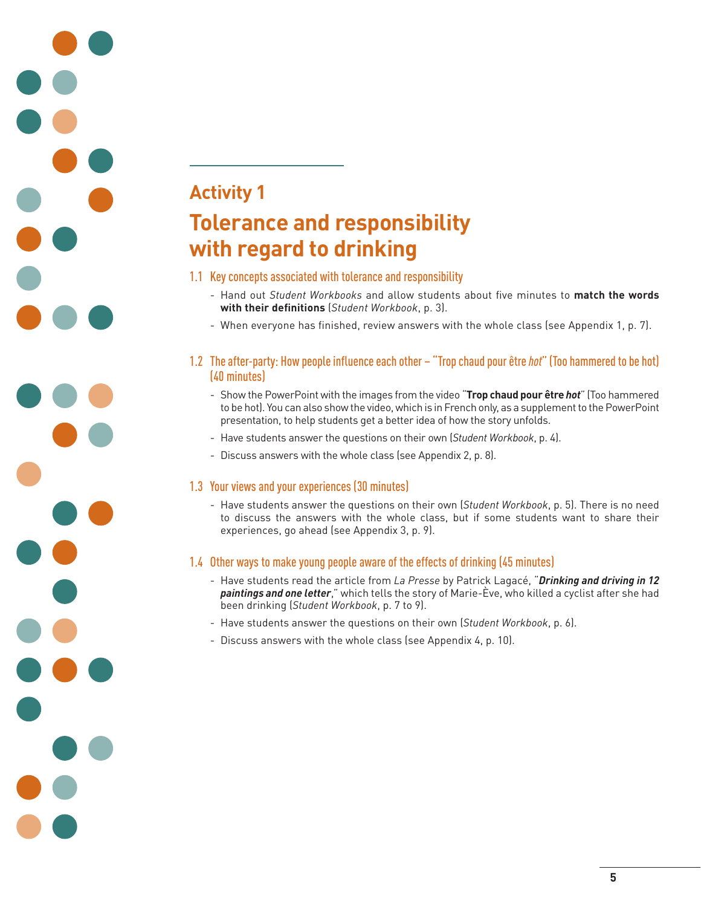## Activity 1

# Tolerance and responsibility with regard to drinking

### 1.1 Key concepts associated with tolerance and responsibility

- Hand out *Student Workbooks* and allow students about five minutes to **match the words with their definitions** (*Student Workbook*, p. 3).
- When everyone has finished, review answers with the whole class (see Appendix 1, p. 7).

### 1.2 The after-party: How people influence each other – "Trop chaud pour être *hot*" (Too hammered to be hot) (40 minutes)

- Show the PowerPoint with the images from the video "**Trop chaud pour être *hot***" (Too hammered to be hot). You can also show the video, which is in French only, as a supplement to the PowerPoint presentation, to help students get a better idea of how the story unfolds.
- Have students answer the questions on their own (*Student Workbook*, p. 4).
- Discuss answers with the whole class (see Appendix 2, p. 8).

### 1.3 Your views and your experiences (30 minutes)

- Have students answer the questions on their own (*Student Workbook*, p. 5). There is no need to discuss the answers with the whole class, but if some students want to share their experiences, go ahead (see Appendix 3, p. 9).

### 1.4 Other ways to make young people aware of the effects of drinking (45 minutes)

- Have students read the article from *La Presse* by Patrick Lagacé, "***Drinking and driving in 12 paintings and one letter***," which tells the story of Marie-Ève, who killed a cyclist after she had been drinking (*Student Workbook*, p. 7 to 9).
- Have students answer the questions on their own (*Student Workbook*, p. 6).
- Discuss answers with the whole class (see Appendix 4, p. 10).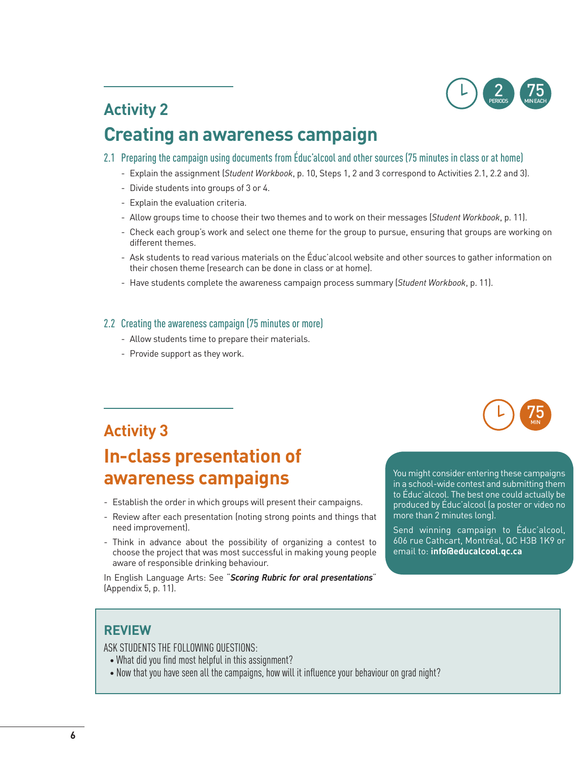## Activity 2

# Creating an awareness campaign

2 PERIODS 75 MIN EACH

### 2.1 Preparing the campaign using documents from Éduc'alcool and other sources (75 minutes in class or at home)

- Explain the assignment (*Student Workbook*, p. 10, Steps 1, 2 and 3 correspond to Activities 2.1, 2.2 and 3).
- Divide students into groups of 3 or 4.
- Explain the evaluation criteria.
- Allow groups time to choose their two themes and to work on their messages (*Student Workbook*, p. 11).
- Check each group's work and select one theme for the group to pursue, ensuring that groups are working on different themes.
- Ask students to read various materials on the Éduc'alcool website and other sources to gather information on their chosen theme (research can be done in class or at home).
- Have students complete the awareness campaign process summary (*Student Workbook*, p. 11).

### 2.2 Creating the awareness campaign (75 minutes or more)

- Allow students time to prepare their materials.
- Provide support as they work.

## Activity 3

# In-class presentation of awareness campaigns

75 MIN

- Establish the order in which groups will present their campaigns.
- Review after each presentation (noting strong points and things that need improvement).
- Think in advance about the possibility of organizing a contest to choose the project that was most successful in making young people aware of responsible drinking behaviour.

In English Language Arts: See "***Scoring Rubric for oral presentations***" (Appendix 5, p. 11).

You might consider entering these campaigns in a school-wide contest and submitting them to Éduc'alcool. The best one could actually be produced by Éduc'alcool (a poster or video no more than 2 minutes long).

Send winning campaign to Éduc'alcool, 606 rue Cathcart, Montréal, QC H3B 1K9 or email to: **info@educalcool.qc.ca**

## REVIEW

ASK STUDENTS THE FOLLOWING QUESTIONS:

- What did you find most helpful in this assignment?
- Now that you have seen all the campaigns, how will it influence your behaviour on grad night?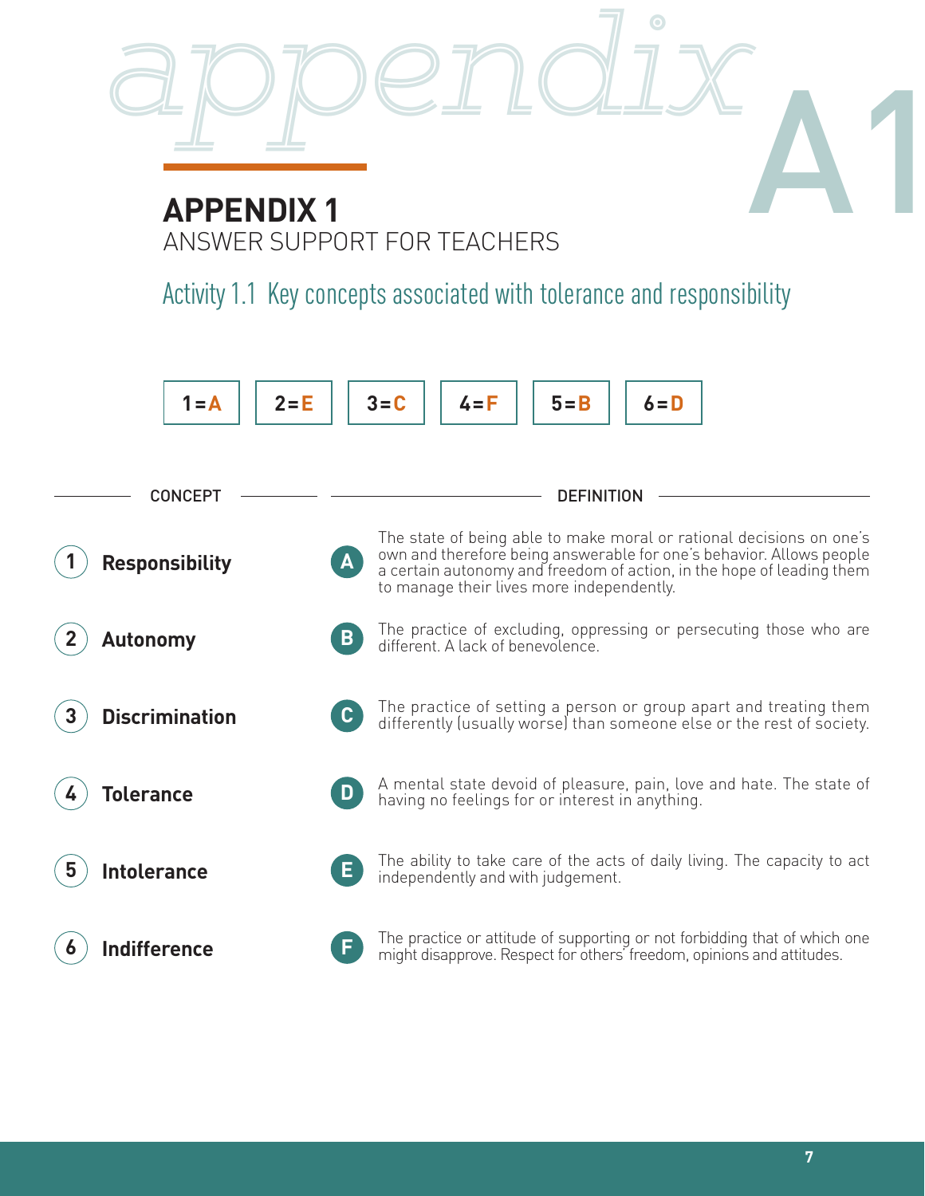# APPENDIX 1

ANSWER SUPPORT FOR TEACHERS

## Activity 1.1 Key concepts associated with tolerance and responsibility

| 1=A | 2=E | 3=C | 4=F | 5=B | 6=D |
|---|---|---|---|---|---|

| CONCEPT | | DEFINITION |
|---|---|---|
| 1 Responsibility | A | The state of being able to make moral or rational decisions on one's own and therefore being answerable for one's behavior. Allows people a certain autonomy and freedom of action, in the hope of leading them to manage their lives more independently. |
| 2 Autonomy | B | The practice of excluding, oppressing or persecuting those who are different. A lack of benevolence. |
| 3 Discrimination | C | The practice of setting a person or group apart and treating them differently (usually worse) than someone else or the rest of society. |
| 4 Tolerance | D | A mental state devoid of pleasure, pain, love and hate. The state of having no feelings for or interest in anything. |
| 5 Intolerance | E | The ability to take care of the acts of daily living. The capacity to act independently and with judgement. |
| 6 Indifference | F | The practice or attitude of supporting or not forbidding that of which one might disapprove. Respect for others' freedom, opinions and attitudes. |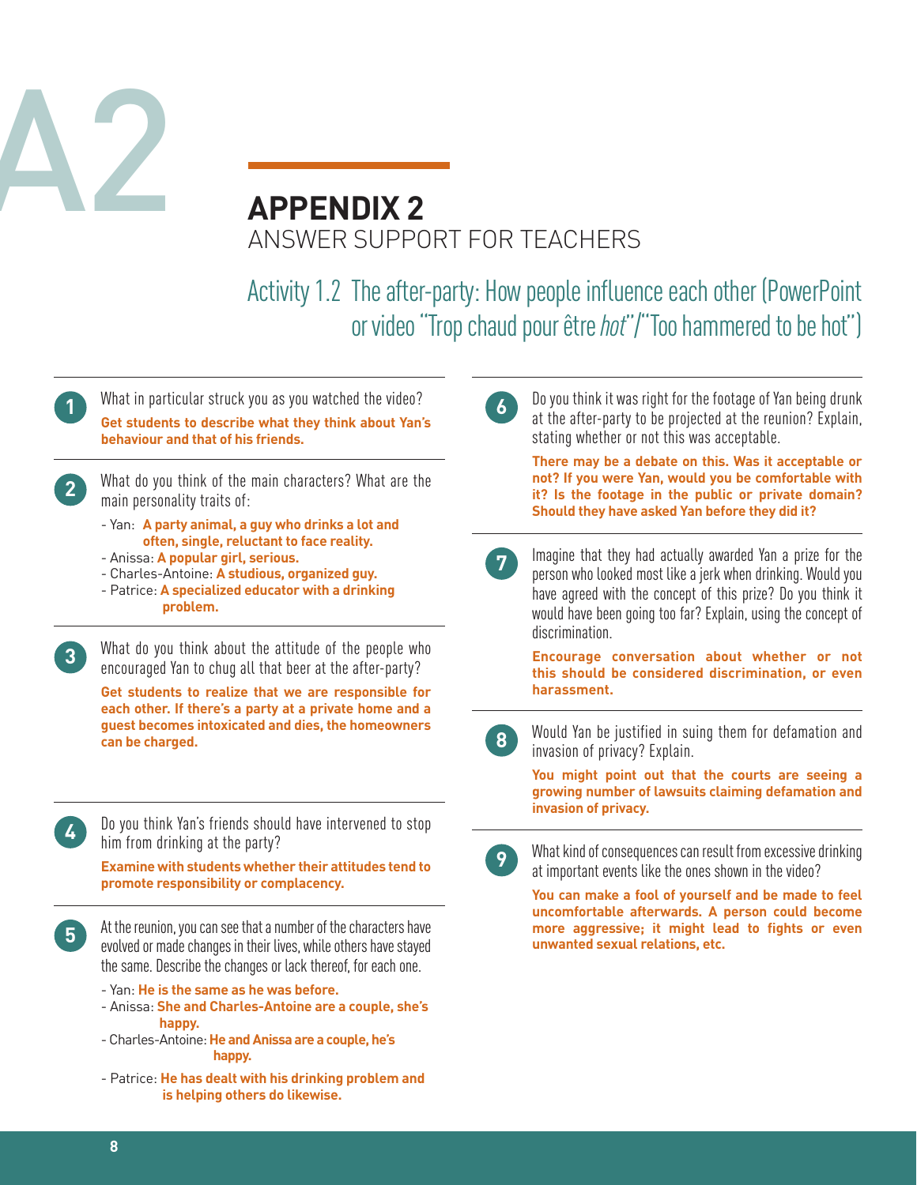# APPENDIX 2

ANSWER SUPPORT FOR TEACHERS

## Activity 1.2 The after-party: How people influence each other (PowerPoint or video "Trop chaud pour être *hot*"/"Too hammered to be hot")

**1** What in particular struck you as you watched the video?

**Get students to describe what they think about Yan's behaviour and that of his friends.**

**2** What do you think of the main characters? What are the main personality traits of:

- Yan: **A party animal, a guy who drinks a lot and often, single, reluctant to face reality.**
- Anissa: **A popular girl, serious.**
- Charles-Antoine: **A studious, organized guy.**
- Patrice: **A specialized educator with a drinking problem.**

**3** What do you think about the attitude of the people who encouraged Yan to chug all that beer at the after-party?

**Get students to realize that we are responsible for each other. If there's a party at a private home and a guest becomes intoxicated and dies, the homeowners can be charged.**

**4** Do you think Yan's friends should have intervened to stop him from drinking at the party?

**Examine with students whether their attitudes tend to promote responsibility or complacency.**

**5** At the reunion, you can see that a number of the characters have evolved or made changes in their lives, while others have stayed the same. Describe the changes or lack thereof, for each one.

- Yan: **He is the same as he was before.**
- Anissa: **She and Charles-Antoine are a couple, she's happy.**
- Charles-Antoine: **He and Anissa are a couple, he's happy.**
- Patrice: **He has dealt with his drinking problem and is helping others do likewise.**

**6** Do you think it was right for the footage of Yan being drunk at the after-party to be projected at the reunion? Explain, stating whether or not this was acceptable.

**There may be a debate on this. Was it acceptable or not? If you were Yan, would you be comfortable with it? Is the footage in the public or private domain? Should they have asked Yan before they did it?**

**7** Imagine that they had actually awarded Yan a prize for the person who looked most like a jerk when drinking. Would you have agreed with the concept of this prize? Do you think it would have been going too far? Explain, using the concept of discrimination.

**Encourage conversation about whether or not this should be considered discrimination, or even harassment.**

**8** Would Yan be justified in suing them for defamation and invasion of privacy? Explain.

**You might point out that the courts are seeing a growing number of lawsuits claiming defamation and invasion of privacy.**

**9** What kind of consequences can result from excessive drinking at important events like the ones shown in the video?

**You can make a fool of yourself and be made to feel uncomfortable afterwards. A person could become more aggressive; it might lead to fights or even unwanted sexual relations, etc.**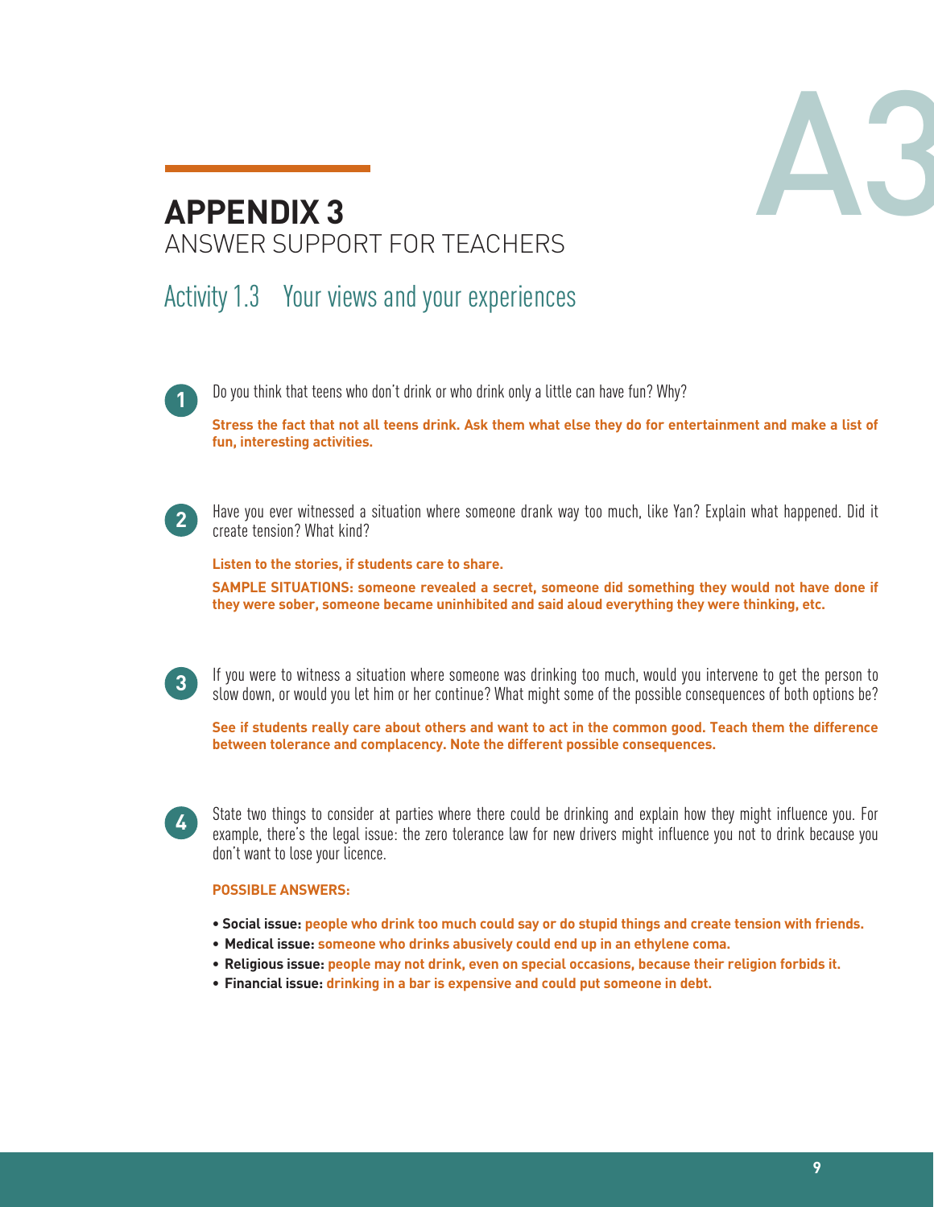# APPENDIX 3

ANSWER SUPPORT FOR TEACHERS

## Activity 1.3 Your views and your experiences

1. Do you think that teens who don't drink or who drink only a little can have fun? Why?

   **Stress the fact that not all teens drink. Ask them what else they do for entertainment and make a list of fun, interesting activities.**

2. Have you ever witnessed a situation where someone drank way too much, like Yan? Explain what happened. Did it create tension? What kind?

   **Listen to the stories, if students care to share.**

   **SAMPLE SITUATIONS: someone revealed a secret, someone did something they would not have done if they were sober, someone became uninhibited and said aloud everything they were thinking, etc.**

3. If you were to witness a situation where someone was drinking too much, would you intervene to get the person to slow down, or would you let him or her continue? What might some of the possible consequences of both options be?

   **See if students really care about others and want to act in the common good. Teach them the difference between tolerance and complacency. Note the different possible consequences.**

4. State two things to consider at parties where there could be drinking and explain how they might influence you. For example, there's the legal issue: the zero tolerance law for new drivers might influence you not to drink because you don't want to lose your licence.

   **POSSIBLE ANSWERS:**

   - **Social issue:** **people who drink too much could say or do stupid things and create tension with friends.**
   - **Medical issue:** **someone who drinks abusively could end up in an ethylene coma.**
   - **Religious issue:** **people may not drink, even on special occasions, because their religion forbids it.**
   - **Financial issue:** **drinking in a bar is expensive and could put someone in debt.**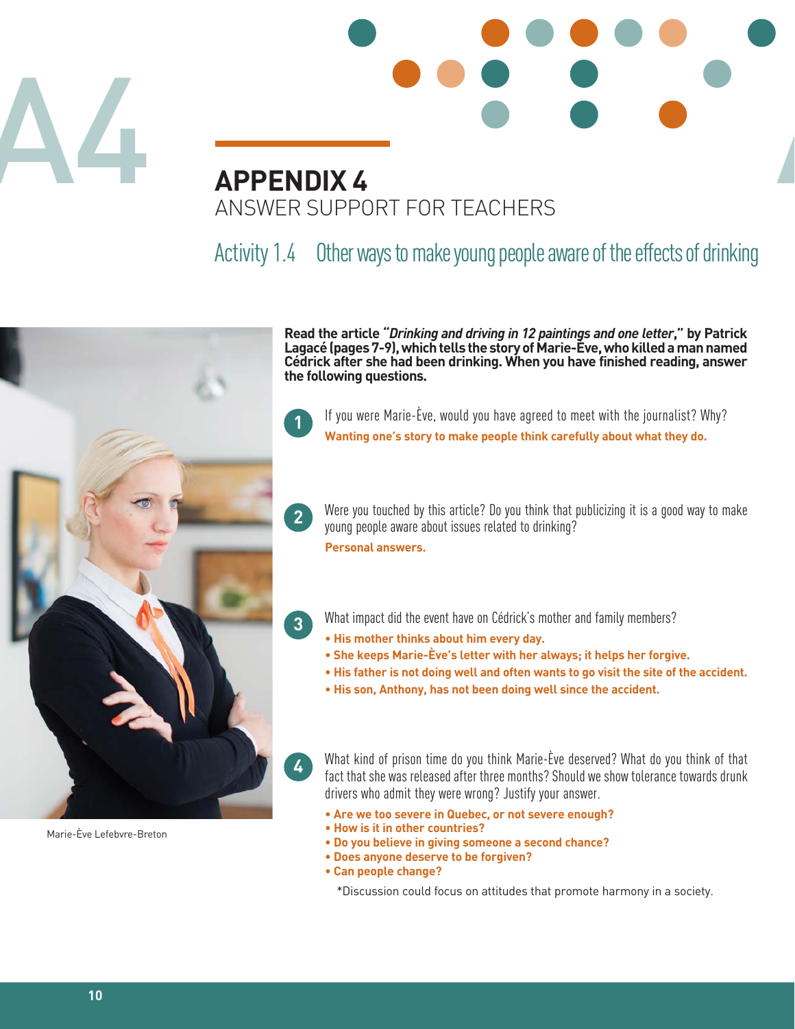# APPENDIX 4

ANSWER SUPPORT FOR TEACHERS

## Activity 1.4 Other ways to make young people aware of the effects of drinking

Marie-Ève Lefebvre-Breton

**Read the article "*Drinking and driving in 12 paintings and one letter*," by Patrick Lagacé (pages 7-9), which tells the story of Marie-Ève, who killed a man named Cédrick after she had been drinking. When you have finished reading, answer the following questions.**

1. If you were Marie-Ève, would you have agreed to meet with the journalist? Why?
   **Wanting one's story to make people think carefully about what they do.**

2. Were you touched by this article? Do you think that publicizing it is a good way to make young people aware about issues related to drinking?
   **Personal answers.**

3. What impact did the event have on Cédrick's mother and family members?
   - **His mother thinks about him every day.**
   - **She keeps Marie-Ève's letter with her always; it helps her forgive.**
   - **His father is not doing well and often wants to go visit the site of the accident.**
   - **His son, Anthony, has not been doing well since the accident.**

4. What kind of prison time do you think Marie-Ève deserved? What do you think of that fact that she was released after three months? Should we show tolerance towards drunk drivers who admit they were wrong? Justify your answer.
   - **Are we too severe in Quebec, or not severe enough?**
   - **How is it in other countries?**
   - **Do you believe in giving someone a second chance?**
   - **Does anyone deserve to be forgiven?**
   - **Can people change?**

   *Discussion could focus on attitudes that promote harmony in a society.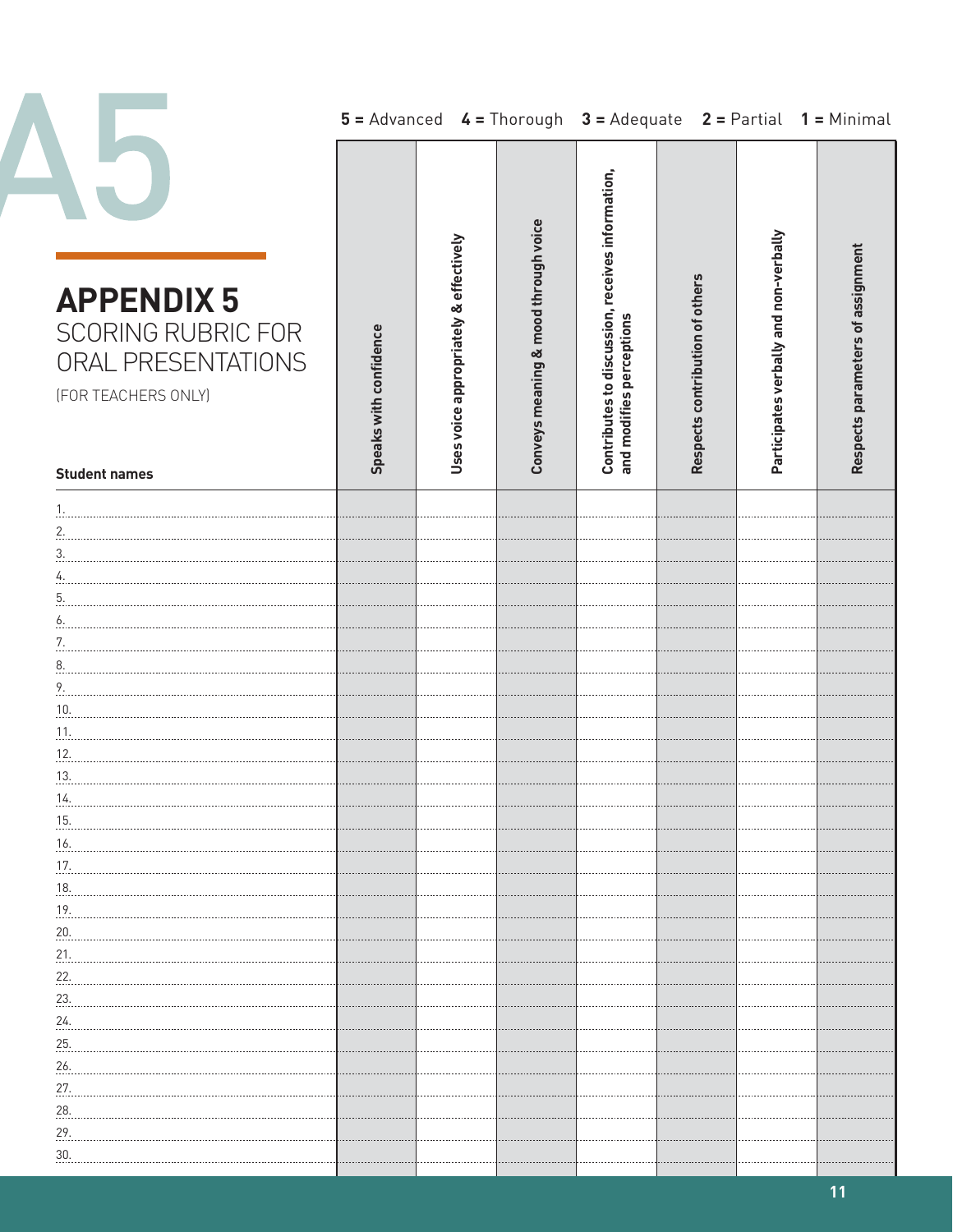# APPENDIX 5

## SCORING RUBRIC FOR ORAL PRESENTATIONS

(FOR TEACHERS ONLY)

**5 =** Advanced **4 =** Thorough **3 =** Adequate **2 =** Partial **1 =** Minimal

| Student names | Speaks with confidence | Uses voice appropriately & effectively | Conveys meaning & mood through voice | Contributes to discussion, receives information, and modifies perceptions | Respects contribution of others | Participates verbally and non-verbally | Respects parameters of assignment |
|---|---|---|---|---|---|---|---|
| 1. | | | | | | | |
| 2. | | | | | | | |
| 3. | | | | | | | |
| 4. | | | | | | | |
| 5. | | | | | | | |
| 6. | | | | | | | |
| 7. | | | | | | | |
| 8. | | | | | | | |
| 9. | | | | | | | |
| 10. | | | | | | | |
| 11. | | | | | | | |
| 12. | | | | | | | |
| 13. | | | | | | | |
| 14. | | | | | | | |
| 15. | | | | | | | |
| 16. | | | | | | | |
| 17. | | | | | | | |
| 18. | | | | | | | |
| 19. | | | | | | | |
| 20. | | | | | | | |
| 21. | | | | | | | |
| 22. | | | | | | | |
| 23. | | | | | | | |
| 24. | | | | | | | |
| 25. | | | | | | | |
| 26. | | | | | | | |
| 27. | | | | | | | |
| 28. | | | | | | | |
| 29. | | | | | | | |
| 30. | | | | | | | |